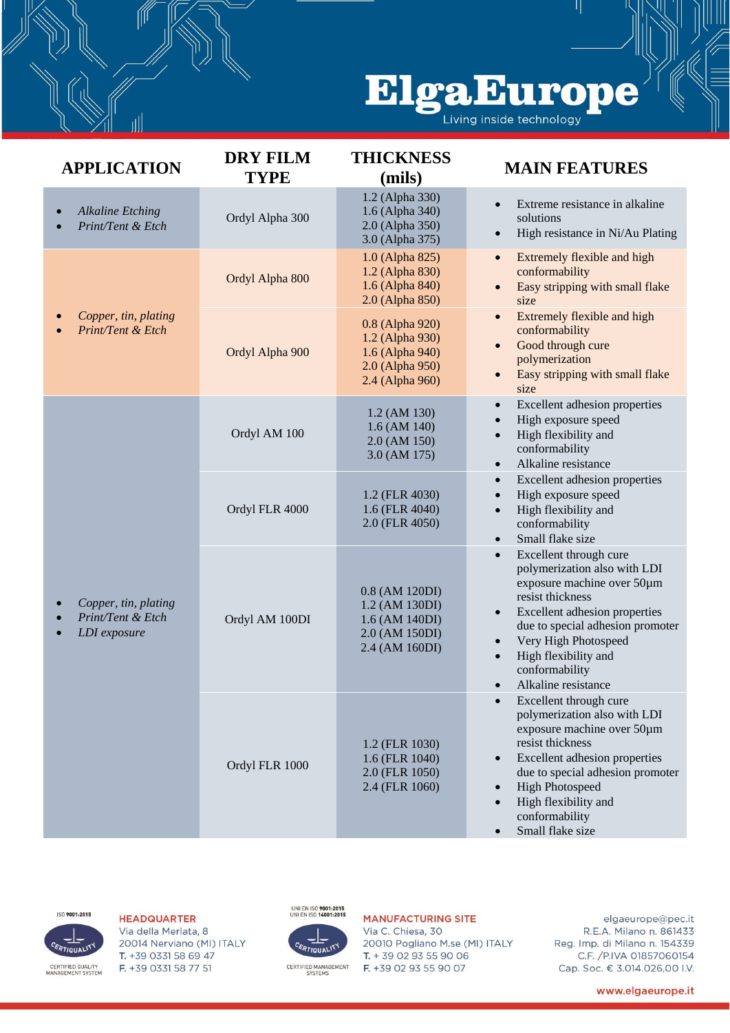# ElgaEurope

Living inside technology

| APPLICATION | DRY FILM TYPE | THICKNESS (mils) | MAIN FEATURES |
|---|---|---|---|
| • *Alkaline Etching*<br>• *Print/Tent & Etch* | Ordyl Alpha 300 | 1.2 (Alpha 330)<br>1.6 (Alpha 340)<br>2.0 (Alpha 350)<br>3.0 (Alpha 375) | • Extreme resistance in alkaline solutions<br>• High resistance in Ni/Au Plating |
| • *Copper, tin, plating*<br>• *Print/Tent & Etch* | Ordyl Alpha 800 | 1.0 (Alpha 825)<br>1.2 (Alpha 830)<br>1.6 (Alpha 840)<br>2.0 (Alpha 850) | • Extremely flexible and high conformability<br>• Easy stripping with small flake size |
| | Ordyl Alpha 900 | 0.8 (Alpha 920)<br>1.2 (Alpha 930)<br>1.6 (Alpha 940)<br>2.0 (Alpha 950)<br>2.4 (Alpha 960) | • Extremely flexible and high conformability<br>• Good through cure polymerization<br>• Easy stripping with small flake size |
| • *Copper, tin, plating*<br>• *Print/Tent & Etch*<br>• *LDI exposure* | Ordyl AM 100 | 1.2 (AM 130)<br>1.6 (AM 140)<br>2.0 (AM 150)<br>3.0 (AM 175) | • Excellent adhesion properties<br>• High exposure speed<br>• High flexibility and conformability<br>• Alkaline resistance |
| | Ordyl FLR 4000 | 1.2 (FLR 4030)<br>1.6 (FLR 4040)<br>2.0 (FLR 4050) | • Excellent adhesion properties<br>• High exposure speed<br>• High flexibility and conformability<br>• Small flake size |
| | Ordyl AM 100DI | 0.8 (AM 120DI)<br>1.2 (AM 130DI)<br>1.6 (AM 140DI)<br>2.0 (AM 150DI)<br>2.4 (AM 160DI) | • Excellent through cure polymerization also with LDI exposure machine over 50µm resist thickness<br>• Excellent adhesion properties due to special adhesion promoter<br>• Very High Photospeed<br>• High flexibility and conformability<br>• Alkaline resistance |
| | Ordyl FLR 1000 | 1.2 (FLR 1030)<br>1.6 (FLR 1040)<br>2.0 (FLR 1050)<br>2.4 (FLR 1060) | • Excellent through cure polymerization also with LDI exposure machine over 50µm resist thickness<br>• Excellent adhesion properties due to special adhesion promoter<br>• High Photospeed<br>• High flexibility and conformability<br>• Small flake size |

ISO 9001:2015
CERTIQUALITY
CERTIFIED QUALITY MANAGEMENT SYSTEM

**HEADQUARTER**
Via della Merlata, 8
20014 Nerviano (MI) ITALY
T. +39 0331 58 69 47
F. +39 0331 58 77 51

UNI EN ISO 9001:2015
UNI EN ISO 14001:2015
CERTIQUALITY
CERTIFIED MANAGEMENT SYSTEMS

**MANUFACTURING SITE**
Via C. Chiesa, 30
20010 Pogliano M.se (MI) ITALY
T. + 39 02 93 55 90 06
F. +39 02 93 55 90 07

elgaeurope@pec.it
R.E.A. Milano n. 861433
Reg. Imp. di Milano n. 154339
C.F. /P.IVA 01857060154
Cap. Soc. € 3.014.026,00 I.V.

www.elgaeurope.it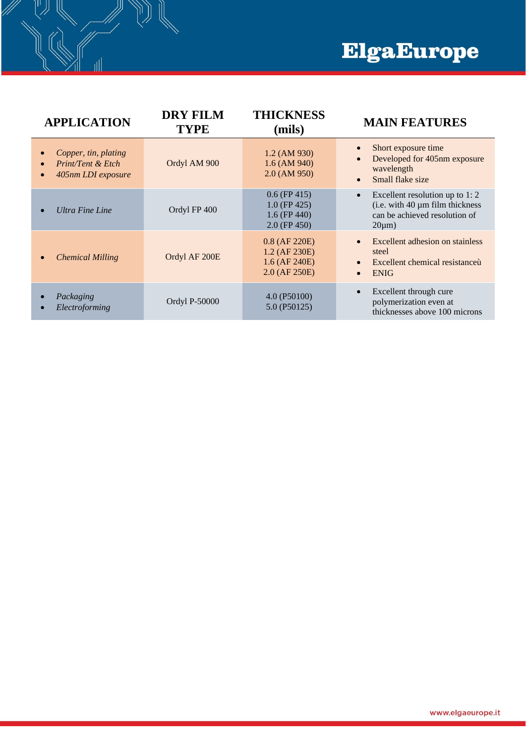| APPLICATION | DRY FILM TYPE | THICKNESS (mils) | MAIN FEATURES |
|---|---|---|---|
| • *Copper, tin, plating*<br>• *Print/Tent & Etch*<br>• *405nm LDI exposure* | Ordyl AM 900 | 1.2 (AM 930)<br>1.6 (AM 940)<br>2.0 (AM 950) | • Short exposure time<br>• Developed for 405nm exposure wavelength<br>• Small flake size |
| • *Ultra Fine Line* | Ordyl FP 400 | 0.6 (FP 415)<br>1.0 (FP 425)<br>1.6 (FP 440)<br>2.0 (FP 450) | • Excellent resolution up to 1: 2 (i.e. with 40 µm film thickness can be achieved resolution of 20µm) |
| • *Chemical Milling* | Ordyl AF 200E | 0.8 (AF 220E)<br>1.2 (AF 230E)<br>1.6 (AF 240E)<br>2.0 (AF 250E) | • Excellent adhesion on stainless steel<br>• Excellent chemical resistanceù<br>• ENIG |
| • *Packaging*<br>• *Electroforming* | Ordyl P-50000 | 4.0 (P50100)<br>5.0 (P50125) | • Excellent through cure polymerization even at thicknesses above 100 microns |